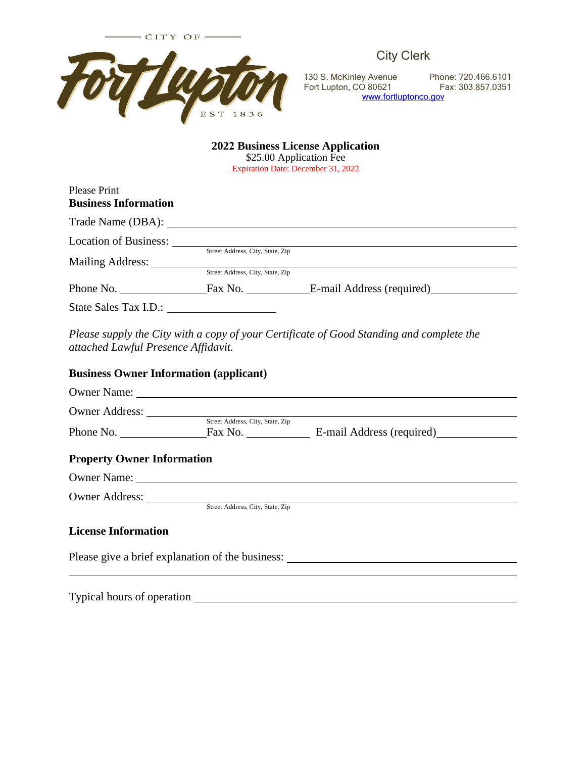CITY OF

Fort Lupton

EST 1836

City Clerk

130 S. McKinley Avenue
Fort Lupton, CO 80621

Phone: 720.466.6101
Fax: 303.857.0351

www.fortluptonco.gov

# 2022 Business License Application

$25.00 Application Fee

Expiration Date: December 31, 2022

Please Print

**Business Information**

Trade Name (DBA): ______________________________

Location of Business: ______________________________
Street Address, City, State, Zip

Mailing Address: ______________________________
Street Address, City, State, Zip

Phone No. ______________ Fax No. ____________ E-mail Address (required) ______________

State Sales Tax I.D.: ____________________

*Please supply the City with a copy of your Certificate of Good Standing and complete the attached Lawful Presence Affidavit.*

**Business Owner Information (applicant)**

Owner Name: ______________________________

Owner Address: ______________________________
Street Address, City, State, Zip

Phone No. ______________ Fax No. ____________ E-mail Address (required) ______________

**Property Owner Information**

Owner Name: ______________________________

Owner Address: ______________________________
Street Address, City, State, Zip

**License Information**

Please give a brief explanation of the business: ______________________________

______________________________

Typical hours of operation ______________________________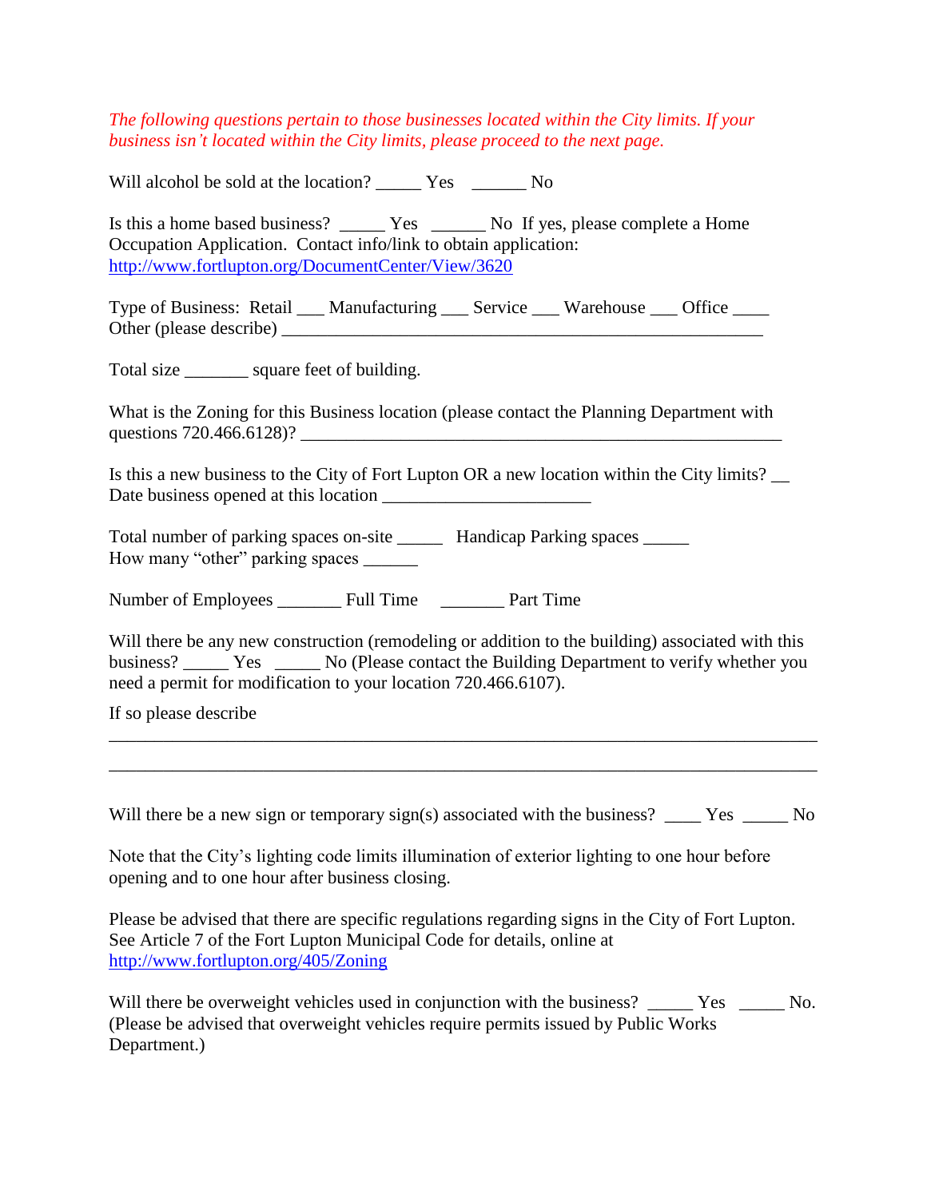*The following questions pertain to those businesses located within the City limits. If your business isn't located within the City limits, please proceed to the next page.*

Will alcohol be sold at the location? _____ Yes ______ No

Is this a home based business? _____ Yes ______ No If yes, please complete a Home Occupation Application. Contact info/link to obtain application: http://www.fortlupton.org/DocumentCenter/View/3620

Type of Business: Retail ___ Manufacturing ___ Service ___ Warehouse ___ Office ____ Other (please describe) _______________________________________________________

Total size _______ square feet of building.

What is the Zoning for this Business location (please contact the Planning Department with questions 720.466.6128)? _______________________________________________________

Is this a new business to the City of Fort Lupton OR a new location within the City limits? __ Date business opened at this location _______________________

Total number of parking spaces on-site _____ Handicap Parking spaces _____
How many "other" parking spaces ______

Number of Employees _______ Full Time _______ Part Time

Will there be any new construction (remodeling or addition to the building) associated with this business? _____ Yes _____ No (Please contact the Building Department to verify whether you need a permit for modification to your location 720.466.6107).

If so please describe

_______________________________________________________________________________

_______________________________________________________________________________

Will there be a new sign or temporary sign(s) associated with the business? ____ Yes _____ No

Note that the City's lighting code limits illumination of exterior lighting to one hour before opening and to one hour after business closing.

Please be advised that there are specific regulations regarding signs in the City of Fort Lupton. See Article 7 of the Fort Lupton Municipal Code for details, online at http://www.fortlupton.org/405/Zoning

Will there be overweight vehicles used in conjunction with the business? _____ Yes _____ No. (Please be advised that overweight vehicles require permits issued by Public Works Department.)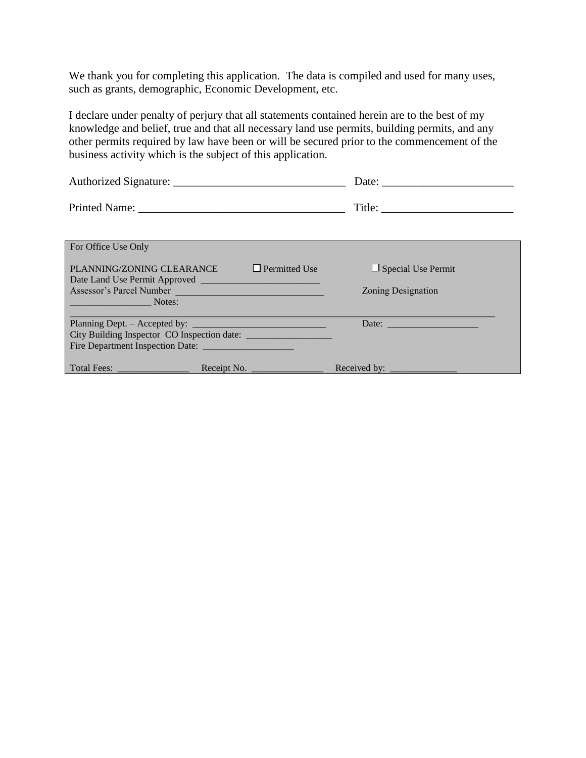We thank you for completing this application. The data is compiled and used for many uses, such as grants, demographic, Economic Development, etc.

I declare under penalty of perjury that all statements contained herein are to the best of my knowledge and belief, true and that all necessary land use permits, building permits, and any other permits required by law have been or will be secured prior to the commencement of the business activity which is the subject of this application.

Authorized Signature: ______________________________ Date: _______________________

Printed Name: ____________________________________ Title: _______________________

---

For Office Use Only

PLANNING/ZONING CLEARANCE ☐ Permitted Use ☐ Special Use Permit

Date Land Use Permit Approved ________________________

Assessor's Parcel Number ______________________________ Zoning Designation

________________ Notes:

________________________________________________________________________________________

Planning Dept. – Accepted by: ____________________________ Date: ___________________

City Building Inspector CO Inspection date: __________________

Fire Department Inspection Date: ___________________

Total Fees: _______________ Receipt No. _______________ Received by: ______________